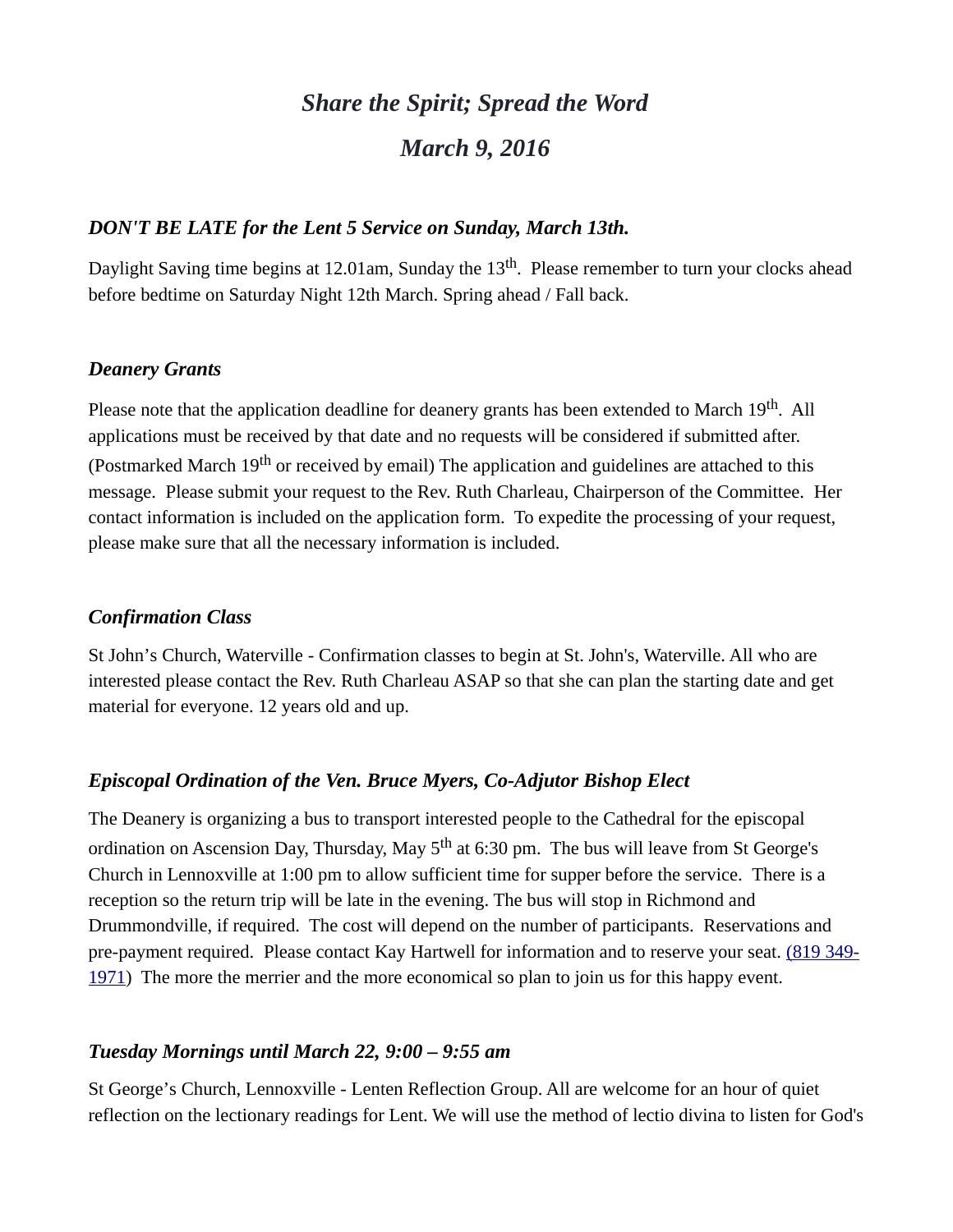# *Share the Spirit; Spread the Word*

# *March 9, 2016*

### *DON'T BE LATE for the Lent 5 Service on Sunday, March 13th.*

Daylight Saving time begins at 12.01am, Sunday the 13th. Please remember to turn your clocks ahead before bedtime on Saturday Night 12th March. Spring ahead / Fall back.

### *Deanery Grants*

Please note that the application deadline for deanery grants has been extended to March 19th. All applications must be received by that date and no requests will be considered if submitted after. (Postmarked March 19th or received by email) The application and guidelines are attached to this message. Please submit your request to the Rev. Ruth Charleau, Chairperson of the Committee. Her contact information is included on the application form. To expedite the processing of your request, please make sure that all the necessary information is included.

### *Confirmation Class*

St John's Church, Waterville - Confirmation classes to begin at St. John's, Waterville. All who are interested please contact the Rev. Ruth Charleau ASAP so that she can plan the starting date and get material for everyone. 12 years old and up.

### *Episcopal Ordination of the Ven. Bruce Myers, Co-Adjutor Bishop Elect*

The Deanery is organizing a bus to transport interested people to the Cathedral for the episcopal ordination on Ascension Day, Thursday, May 5th at 6:30 pm. The bus will leave from St George's Church in Lennoxville at 1:00 pm to allow sufficient time for supper before the service. There is a reception so the return trip will be late in the evening. The bus will stop in Richmond and Drummondville, if required. The cost will depend on the number of participants. Reservations and pre-payment required. Please contact Kay Hartwell for information and to reserve your seat. (819 349-1971) The more the merrier and the more economical so plan to join us for this happy event.

### *Tuesday Mornings until March 22, 9:00 – 9:55 am*

St George's Church, Lennoxville - Lenten Reflection Group. All are welcome for an hour of quiet reflection on the lectionary readings for Lent. We will use the method of lectio divina to listen for God's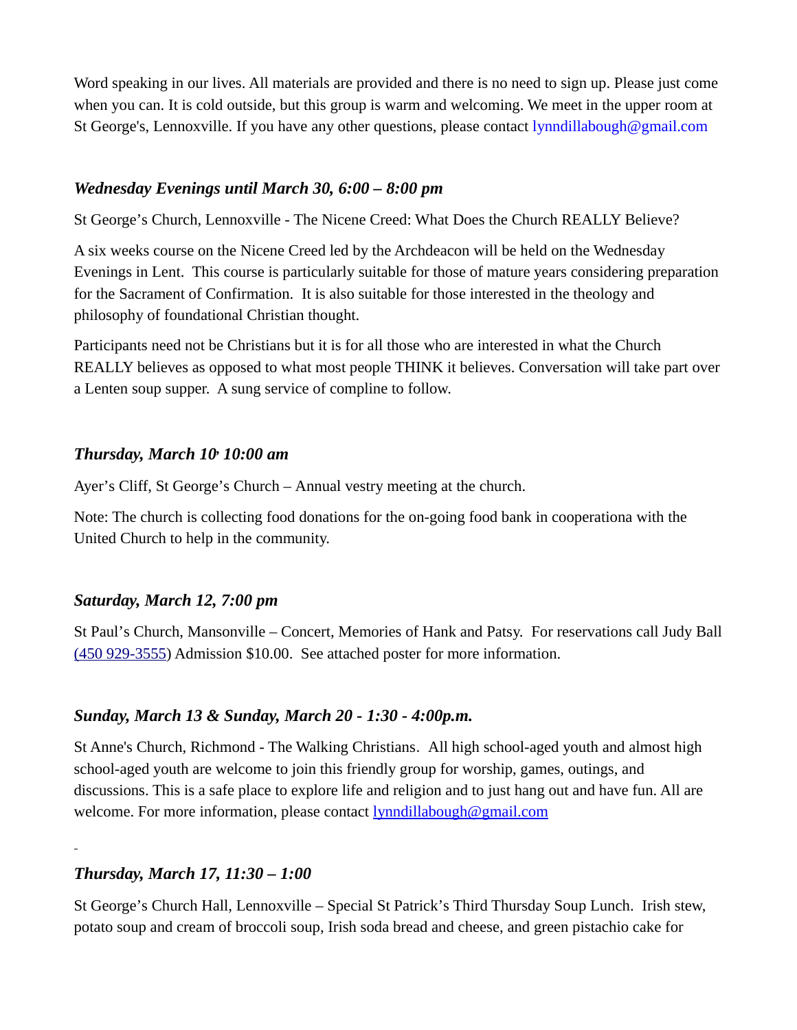Word speaking in our lives. All materials are provided and there is no need to sign up. Please just come when you can. It is cold outside, but this group is warm and welcoming. We meet in the upper room at St George's, Lennoxville. If you have any other questions, please contact lynndillabough@gmail.com

### *Wednesday Evenings until March 30, 6:00 – 8:00 pm*

St George's Church, Lennoxville - The Nicene Creed: What Does the Church REALLY Believe?

A six weeks course on the Nicene Creed led by the Archdeacon will be held on the Wednesday Evenings in Lent. This course is particularly suitable for those of mature years considering preparation for the Sacrament of Confirmation. It is also suitable for those interested in the theology and philosophy of foundational Christian thought.

Participants need not be Christians but it is for all those who are interested in what the Church REALLY believes as opposed to what most people THINK it believes. Conversation will take part over a Lenten soup supper. A sung service of compline to follow.

### *Thursday, March 10, 10:00 am*

Ayer's Cliff, St George's Church – Annual vestry meeting at the church.

Note: The church is collecting food donations for the on-going food bank in cooperationa with the United Church to help in the community.

### *Saturday, March 12, 7:00 pm*

St Paul's Church, Mansonville – Concert, Memories of Hank and Patsy. For reservations call Judy Ball (450 929-3555) Admission $10.00. See attached poster for more information.

### *Sunday, March 13 & Sunday, March 20 - 1:30 - 4:00p.m.*

St Anne's Church, Richmond - The Walking Christians. All high school-aged youth and almost high school-aged youth are welcome to join this friendly group for worship, games, outings, and discussions. This is a safe place to explore life and religion and to just hang out and have fun. All are welcome. For more information, please contact lynndillabough@gmail.com

### *Thursday, March 17, 11:30 – 1:00*

St George's Church Hall, Lennoxville – Special St Patrick's Third Thursday Soup Lunch. Irish stew, potato soup and cream of broccoli soup, Irish soda bread and cheese, and green pistachio cake for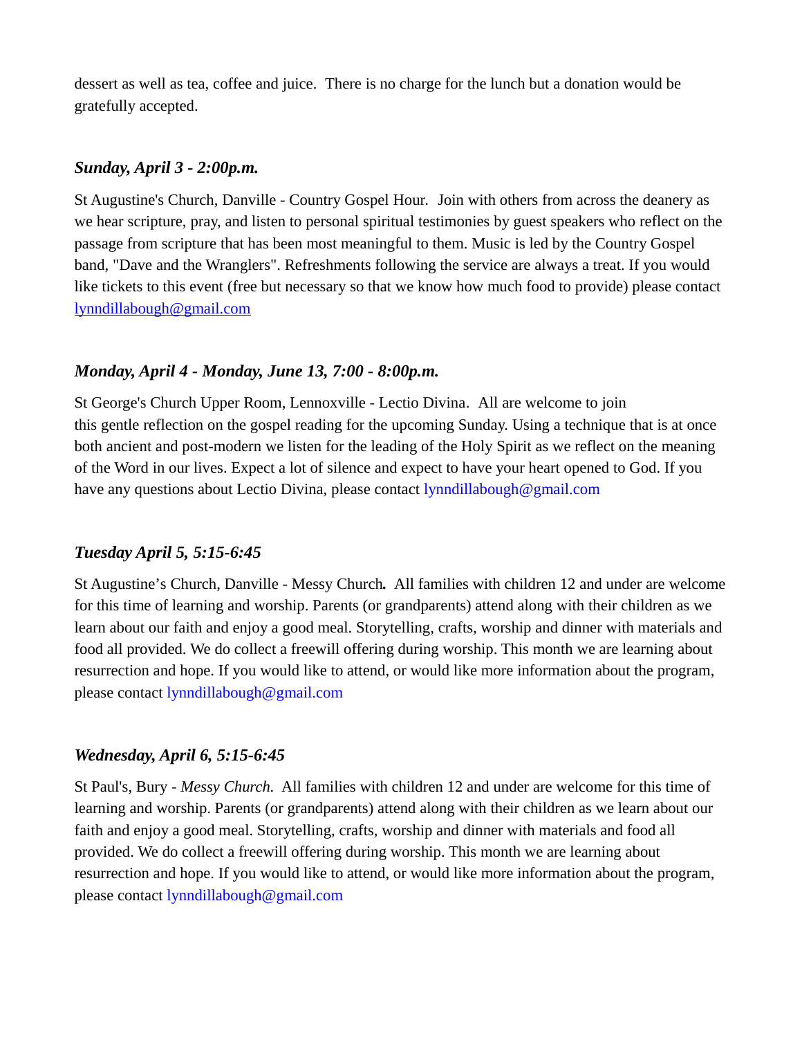dessert as well as tea, coffee and juice. There is no charge for the lunch but a donation would be gratefully accepted.

***Sunday, April 3 - 2:00p.m.***

St Augustine's Church, Danville - Country Gospel Hour. Join with others from across the deanery as we hear scripture, pray, and listen to personal spiritual testimonies by guest speakers who reflect on the passage from scripture that has been most meaningful to them. Music is led by the Country Gospel band, "Dave and the Wranglers". Refreshments following the service are always a treat. If you would like tickets to this event (free but necessary so that we know how much food to provide) please contact lynndillabough@gmail.com

***Monday, April 4 - Monday, June 13, 7:00 - 8:00p.m.***

St George's Church Upper Room, Lennoxville - Lectio Divina. All are welcome to join this gentle reflection on the gospel reading for the upcoming Sunday. Using a technique that is at once both ancient and post-modern we listen for the leading of the Holy Spirit as we reflect on the meaning of the Word in our lives. Expect a lot of silence and expect to have your heart opened to God. If you have any questions about Lectio Divina, please contact lynndillabough@gmail.com

***Tuesday April 5, 5:15-6:45***

St Augustine's Church, Danville - Messy Church. All families with children 12 and under are welcome for this time of learning and worship. Parents (or grandparents) attend along with their children as we learn about our faith and enjoy a good meal. Storytelling, crafts, worship and dinner with materials and food all provided. We do collect a freewill offering during worship. This month we are learning about resurrection and hope. If you would like to attend, or would like more information about the program, please contact lynndillabough@gmail.com

***Wednesday, April 6, 5:15-6:45***

St Paul's, Bury - *Messy Church.* All families with children 12 and under are welcome for this time of learning and worship. Parents (or grandparents) attend along with their children as we learn about our faith and enjoy a good meal. Storytelling, crafts, worship and dinner with materials and food all provided. We do collect a freewill offering during worship. This month we are learning about resurrection and hope. If you would like to attend, or would like more information about the program, please contact lynndillabough@gmail.com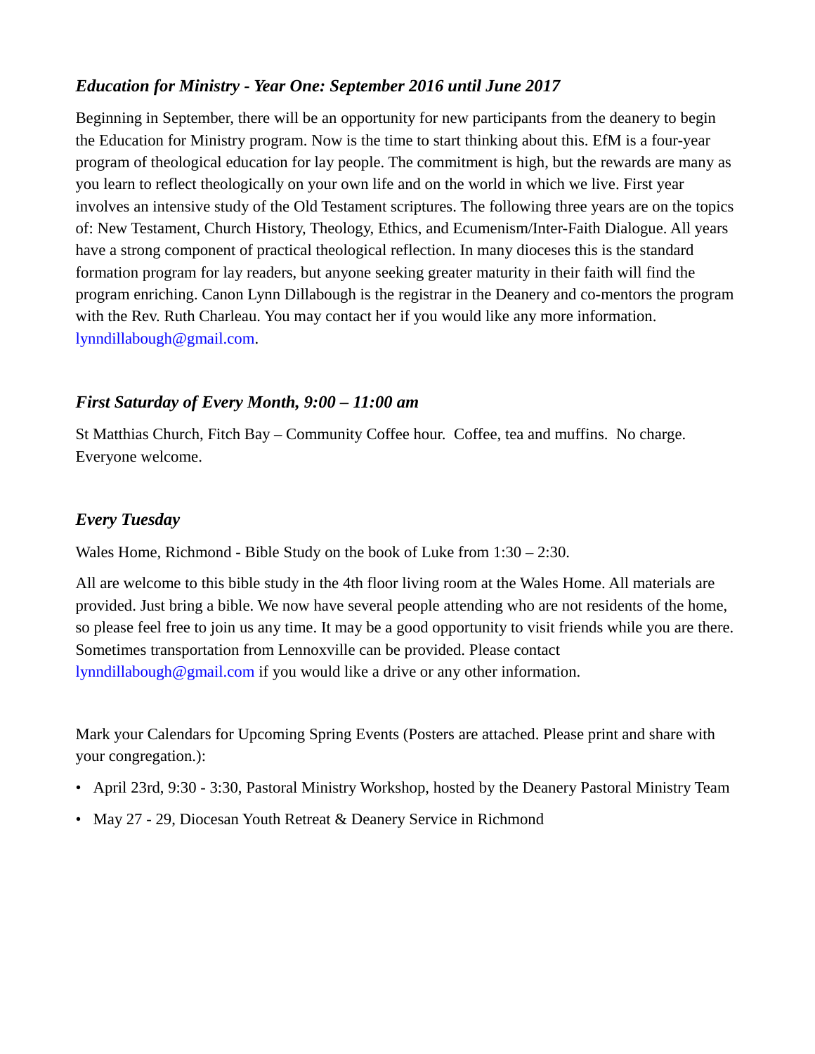### *Education for Ministry - Year One: September 2016 until June 2017*

Beginning in September, there will be an opportunity for new participants from the deanery to begin the Education for Ministry program. Now is the time to start thinking about this. EfM is a four-year program of theological education for lay people. The commitment is high, but the rewards are many as you learn to reflect theologically on your own life and on the world in which we live. First year involves an intensive study of the Old Testament scriptures. The following three years are on the topics of: New Testament, Church History, Theology, Ethics, and Ecumenism/Inter-Faith Dialogue. All years have a strong component of practical theological reflection. In many dioceses this is the standard formation program for lay readers, but anyone seeking greater maturity in their faith will find the program enriching. Canon Lynn Dillabough is the registrar in the Deanery and co-mentors the program with the Rev. Ruth Charleau. You may contact her if you would like any more information. lynndillabough@gmail.com.

### *First Saturday of Every Month, 9:00 – 11:00 am*

St Matthias Church, Fitch Bay – Community Coffee hour. Coffee, tea and muffins. No charge. Everyone welcome.

### *Every Tuesday*

Wales Home, Richmond - Bible Study on the book of Luke from 1:30 – 2:30.

All are welcome to this bible study in the 4th floor living room at the Wales Home. All materials are provided. Just bring a bible. We now have several people attending who are not residents of the home, so please feel free to join us any time. It may be a good opportunity to visit friends while you are there. Sometimes transportation from Lennoxville can be provided. Please contact lynndillabough@gmail.com if you would like a drive or any other information.

Mark your Calendars for Upcoming Spring Events (Posters are attached. Please print and share with your congregation.):

- April 23rd, 9:30 - 3:30, Pastoral Ministry Workshop, hosted by the Deanery Pastoral Ministry Team
- May 27 - 29, Diocesan Youth Retreat & Deanery Service in Richmond